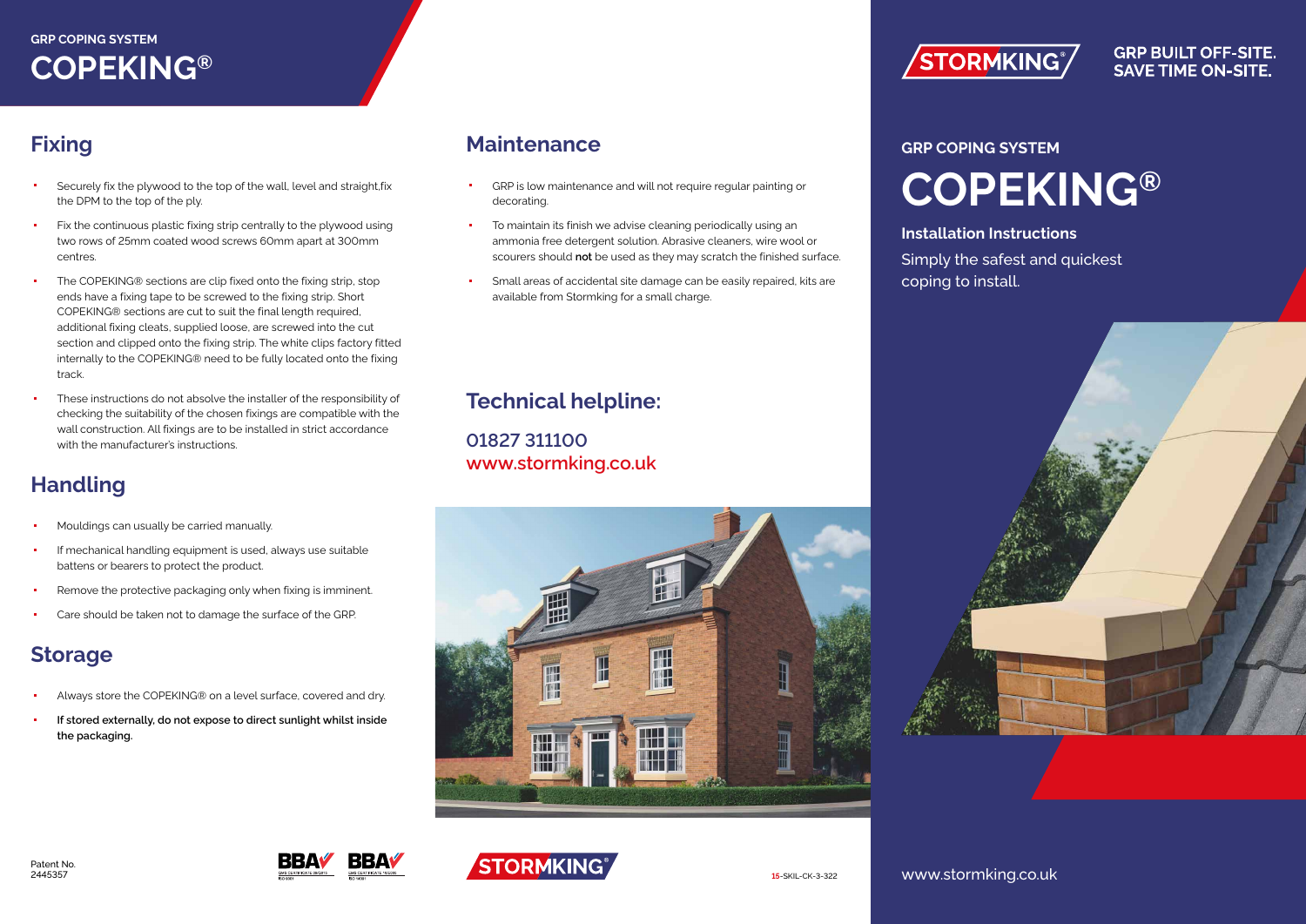GRP COPING SYSTEM

# COPEKING®

## Fixing

- Securely fix the plywood to the top of the wall, level and straight,fix the DPM to the top of the ply.
- Fix the continuous plastic fixing strip centrally to the plywood using two rows of 25mm coated wood screws 60mm apart at 300mm centres.
- The COPEKING® sections are clip fixed onto the fixing strip, stop ends have a fixing tape to be screwed to the fixing strip. Short COPEKING® sections are cut to suit the final length required, additional fixing cleats, supplied loose, are screwed into the cut section and clipped onto the fixing strip. The white clips factory fitted internally to the COPEKING® need to be fully located onto the fixing track.
- These instructions do not absolve the installer of the responsibility of checking the suitability of the chosen fixings are compatible with the wall construction. All fixings are to be installed in strict accordance with the manufacturer's instructions.

## Handling

- Mouldings can usually be carried manually.
- If mechanical handling equipment is used, always use suitable battens or bearers to protect the product.
- Remove the protective packaging only when fixing is imminent.
- Care should be taken not to damage the surface of the GRP.

## Storage

- Always store the COPEKING® on a level surface, covered and dry.
- **If stored externally, do not expose to direct sunlight whilst inside the packaging.**

## Maintenance

- GRP is low maintenance and will not require regular painting or decorating.
- To maintain its finish we advise cleaning periodically using an ammonia free detergent solution. Abrasive cleaners, wire wool or scourers should **not** be used as they may scratch the finished surface.
- Small areas of accidental site damage can be easily repaired, kits are available from Stormking for a small charge.

## Technical helpline:

01827 311100
www.stormking.co.uk

Patent No.
2445357

15-SKIL-CK-3-322

STORMKING

GRP BUILT OFF-SITE.
SAVE TIME ON-SITE.

GRP COPING SYSTEM

# COPEKING®

**Installation Instructions**

Simply the safest and quickest coping to install.

www.stormking.co.uk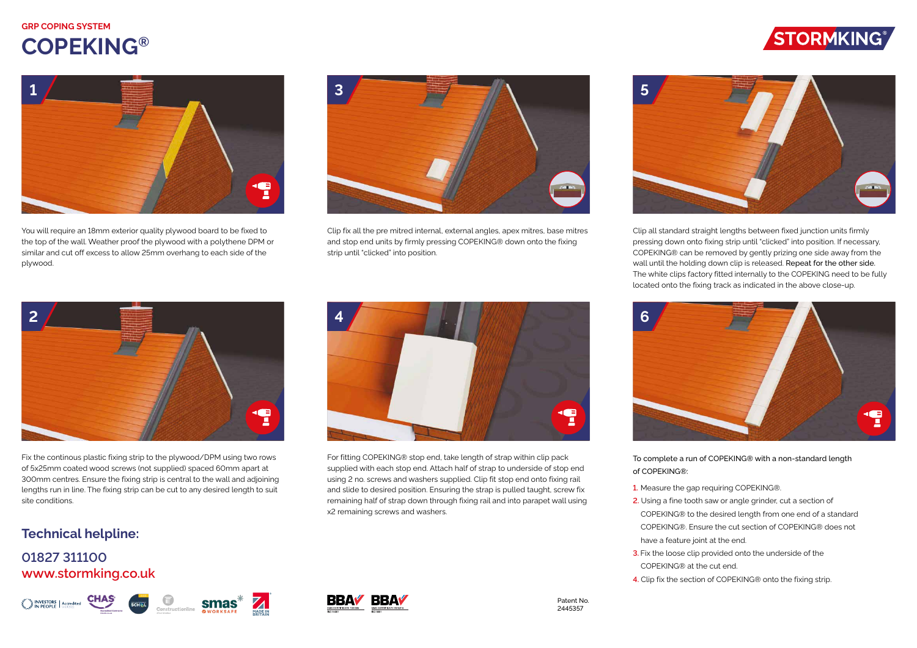GRP COPING SYSTEM

# COPEKING®

STORMKING®

1

You will require an 18mm exterior quality plywood board to be fixed to the top of the wall. Weather proof the plywood with a polythene DPM or similar and cut off excess to allow 25mm overhang to each side of the plywood.

2

Fix the continous plastic fixing strip to the plywood/DPM using two rows of 5x25mm coated wood screws (not supplied) spaced 60mm apart at 300mm centres. Ensure the fixing strip is central to the wall and adjoining lengths run in line. The fixing strip can be cut to any desired length to suit site conditions.

3

Clip fix all the pre mitred internal, external angles, apex mitres, base mitres and stop end units by firmly pressing COPEKING® down onto the fixing strip until "clicked" into position.

4

For fitting COPEKING® stop end, take length of strap within clip pack supplied with each stop end. Attach half of strap to underside of stop end using 2 no. screws and washers supplied. Clip fit stop end onto fixing rail and slide to desired position. Ensuring the strap is pulled taught, screw fix remaining half of strap down through fixing rail and into parapet wall using x2 remaining screws and washers.

5

Clip all standard straight lengths between fixed junction units firmly pressing down onto fixing strip until "clicked" into position. If necessary, COPEKING® can be removed by gently prizing one side away from the wall until the holding down clip is released. Repeat for the other side. The white clips factory fitted internally to the COPEKING need to be fully located onto the fixing track as indicated in the above close-up.

6

To complete a run of COPEKING® with a non-standard length of COPEKING®:

1. Measure the gap requiring COPEKING®.
2. Using a fine tooth saw or angle grinder, cut a section of COPEKING® to the desired length from one end of a standard COPEKING®. Ensure the cut section of COPEKING® does not have a feature joint at the end.
3. Fix the loose clip provided onto the underside of the COPEKING® at the cut end.
4. Clip fix the section of COPEKING® onto the fixing strip.

## Technical helpline:

## 01827 311100
## www.stormking.co.uk

Patent No.
2445357